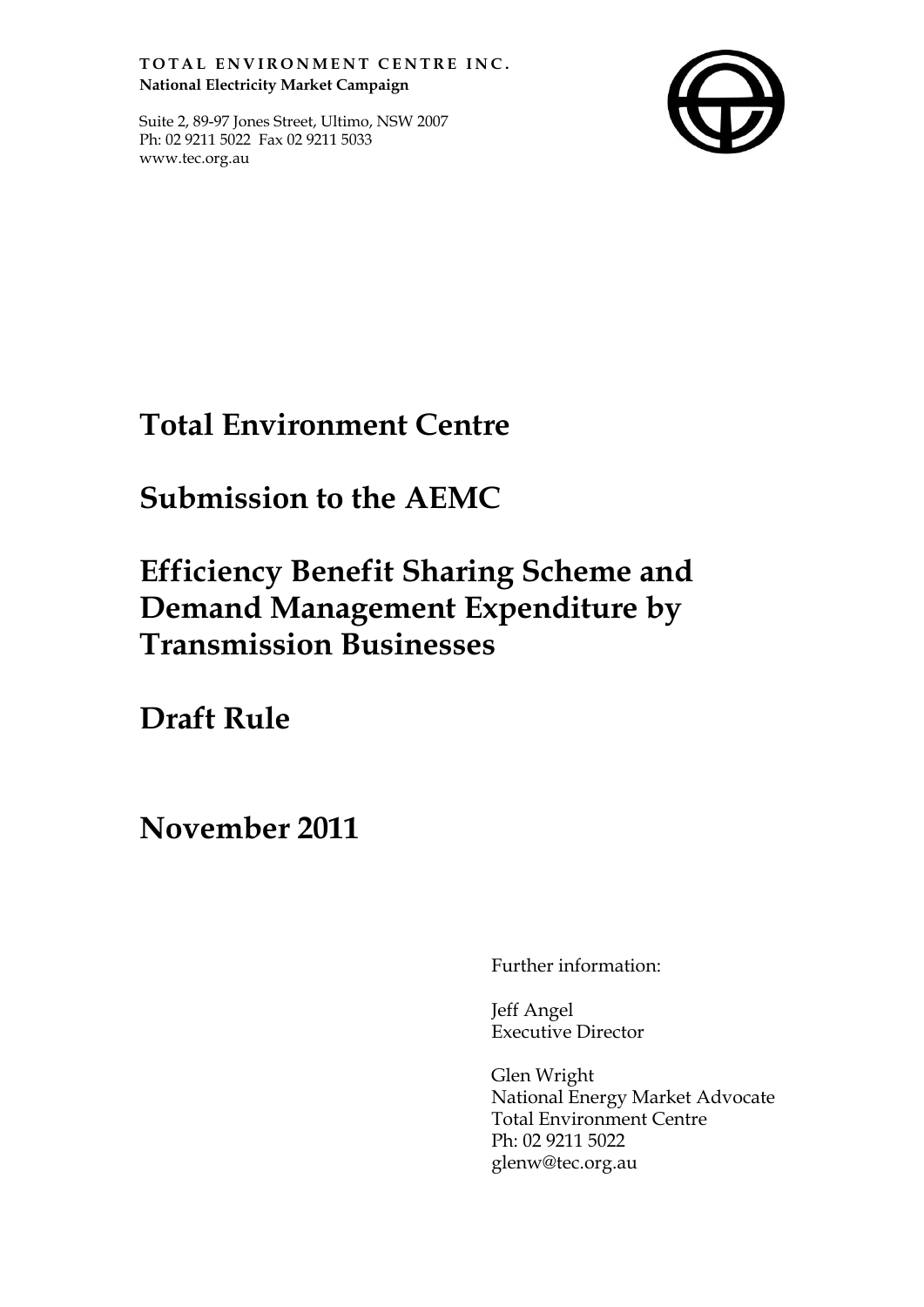**TOTAL ENVIRONMENT CENTRE INC.**
**National Electricity Market Campaign**

Suite 2, 89-97 Jones Street, Ultimo, NSW 2007
Ph: 02 9211 5022 Fax 02 9211 5033
www.tec.org.au

# Total Environment Centre

# Submission to the AEMC

# Efficiency Benefit Sharing Scheme and Demand Management Expenditure by Transmission Businesses

# Draft Rule

# November 2011

Further information:

Jeff Angel
Executive Director

Glen Wright
National Energy Market Advocate
Total Environment Centre
Ph: 02 9211 5022
glenw@tec.org.au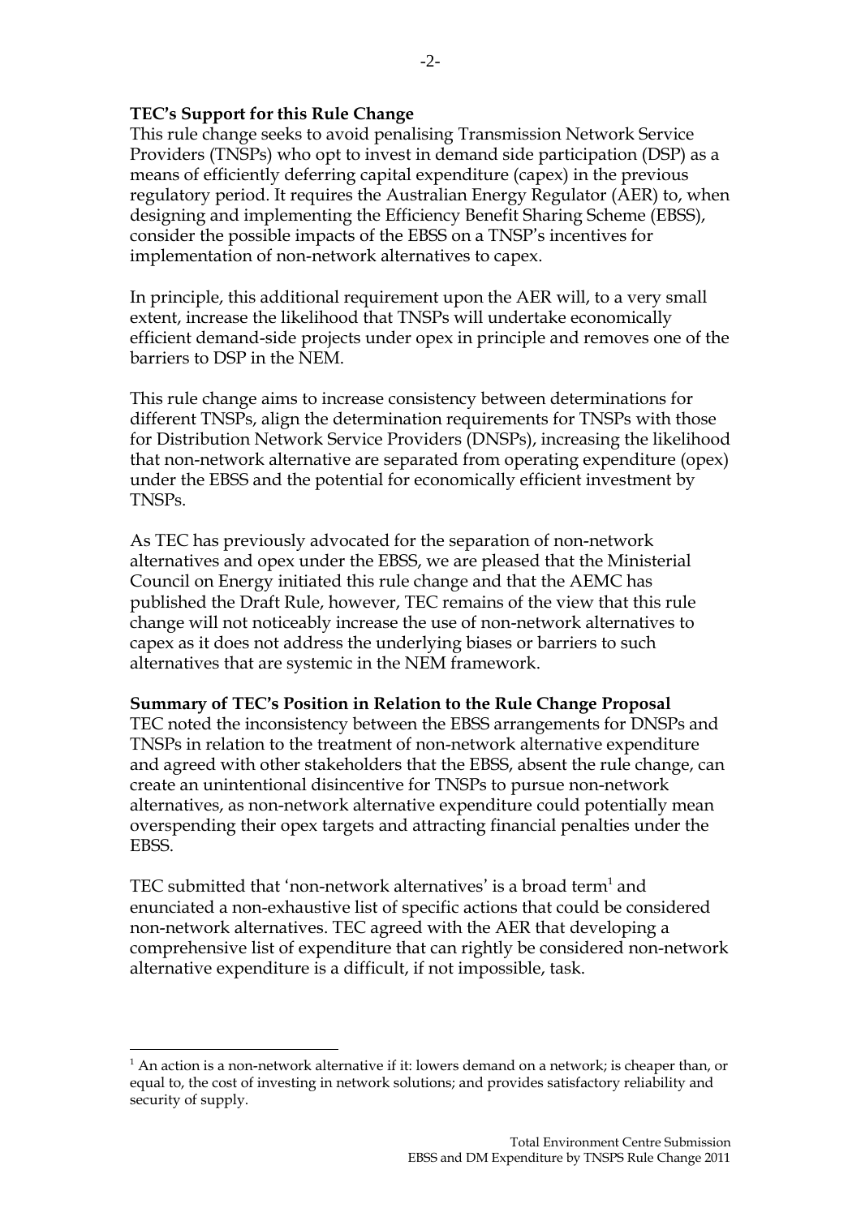**TEC's Support for this Rule Change**

This rule change seeks to avoid penalising Transmission Network Service Providers (TNSPs) who opt to invest in demand side participation (DSP) as a means of efficiently deferring capital expenditure (capex) in the previous regulatory period. It requires the Australian Energy Regulator (AER) to, when designing and implementing the Efficiency Benefit Sharing Scheme (EBSS), consider the possible impacts of the EBSS on a TNSP's incentives for implementation of non-network alternatives to capex.

In principle, this additional requirement upon the AER will, to a very small extent, increase the likelihood that TNSPs will undertake economically efficient demand-side projects under opex in principle and removes one of the barriers to DSP in the NEM.

This rule change aims to increase consistency between determinations for different TNSPs, align the determination requirements for TNSPs with those for Distribution Network Service Providers (DNSPs), increasing the likelihood that non-network alternative are separated from operating expenditure (opex) under the EBSS and the potential for economically efficient investment by TNSPs.

As TEC has previously advocated for the separation of non-network alternatives and opex under the EBSS, we are pleased that the Ministerial Council on Energy initiated this rule change and that the AEMC has published the Draft Rule, however, TEC remains of the view that this rule change will not noticeably increase the use of non-network alternatives to capex as it does not address the underlying biases or barriers to such alternatives that are systemic in the NEM framework.

**Summary of TEC's Position in Relation to the Rule Change Proposal**

TEC noted the inconsistency between the EBSS arrangements for DNSPs and TNSPs in relation to the treatment of non-network alternative expenditure and agreed with other stakeholders that the EBSS, absent the rule change, can create an unintentional disincentive for TNSPs to pursue non-network alternatives, as non-network alternative expenditure could potentially mean overspending their opex targets and attracting financial penalties under the EBSS.

TEC submitted that 'non-network alternatives' is a broad term[1] and enunciated a non-exhaustive list of specific actions that could be considered non-network alternatives. TEC agreed with the AER that developing a comprehensive list of expenditure that can rightly be considered non-network alternative expenditure is a difficult, if not impossible, task.

[1] An action is a non-network alternative if it: lowers demand on a network; is cheaper than, or equal to, the cost of investing in network solutions; and provides satisfactory reliability and security of supply.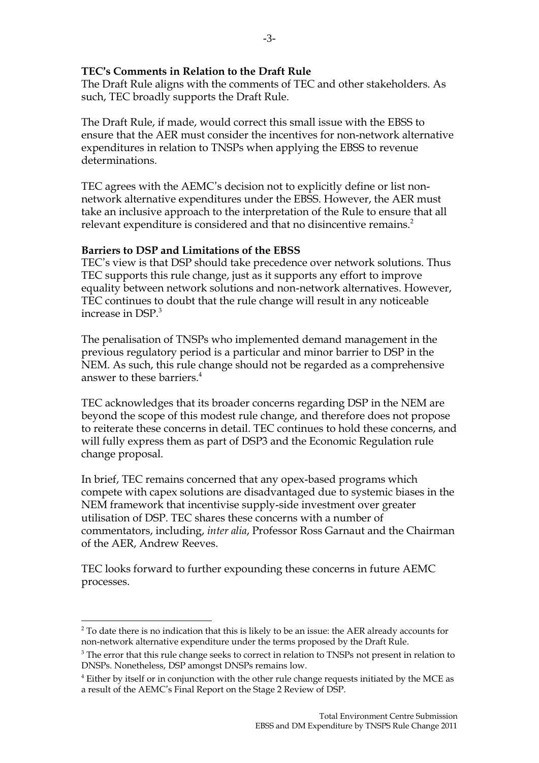**TEC's Comments in Relation to the Draft Rule**

The Draft Rule aligns with the comments of TEC and other stakeholders. As such, TEC broadly supports the Draft Rule.

The Draft Rule, if made, would correct this small issue with the EBSS to ensure that the AER must consider the incentives for non-network alternative expenditures in relation to TNSPs when applying the EBSS to revenue determinations.

TEC agrees with the AEMC's decision not to explicitly define or list non-network alternative expenditures under the EBSS. However, the AER must take an inclusive approach to the interpretation of the Rule to ensure that all relevant expenditure is considered and that no disincentive remains.[2]

**Barriers to DSP and Limitations of the EBSS**

TEC's view is that DSP should take precedence over network solutions. Thus TEC supports this rule change, just as it supports any effort to improve equality between network solutions and non-network alternatives. However, TEC continues to doubt that the rule change will result in any noticeable increase in DSP.[3]

The penalisation of TNSPs who implemented demand management in the previous regulatory period is a particular and minor barrier to DSP in the NEM. As such, this rule change should not be regarded as a comprehensive answer to these barriers.[4]

TEC acknowledges that its broader concerns regarding DSP in the NEM are beyond the scope of this modest rule change, and therefore does not propose to reiterate these concerns in detail. TEC continues to hold these concerns, and will fully express them as part of DSP3 and the Economic Regulation rule change proposal.

In brief, TEC remains concerned that any opex-based programs which compete with capex solutions are disadvantaged due to systemic biases in the NEM framework that incentivise supply-side investment over greater utilisation of DSP. TEC shares these concerns with a number of commentators, including, *inter alia*, Professor Ross Garnaut and the Chairman of the AER, Andrew Reeves.

TEC looks forward to further expounding these concerns in future AEMC processes.

---

[2] To date there is no indication that this is likely to be an issue: the AER already accounts for non-network alternative expenditure under the terms proposed by the Draft Rule.

[3] The error that this rule change seeks to correct in relation to TNSPs not present in relation to DNSPs. Nonetheless, DSP amongst DNSPs remains low.

[4] Either by itself or in conjunction with the other rule change requests initiated by the MCE as a result of the AEMC's Final Report on the Stage 2 Review of DSP.